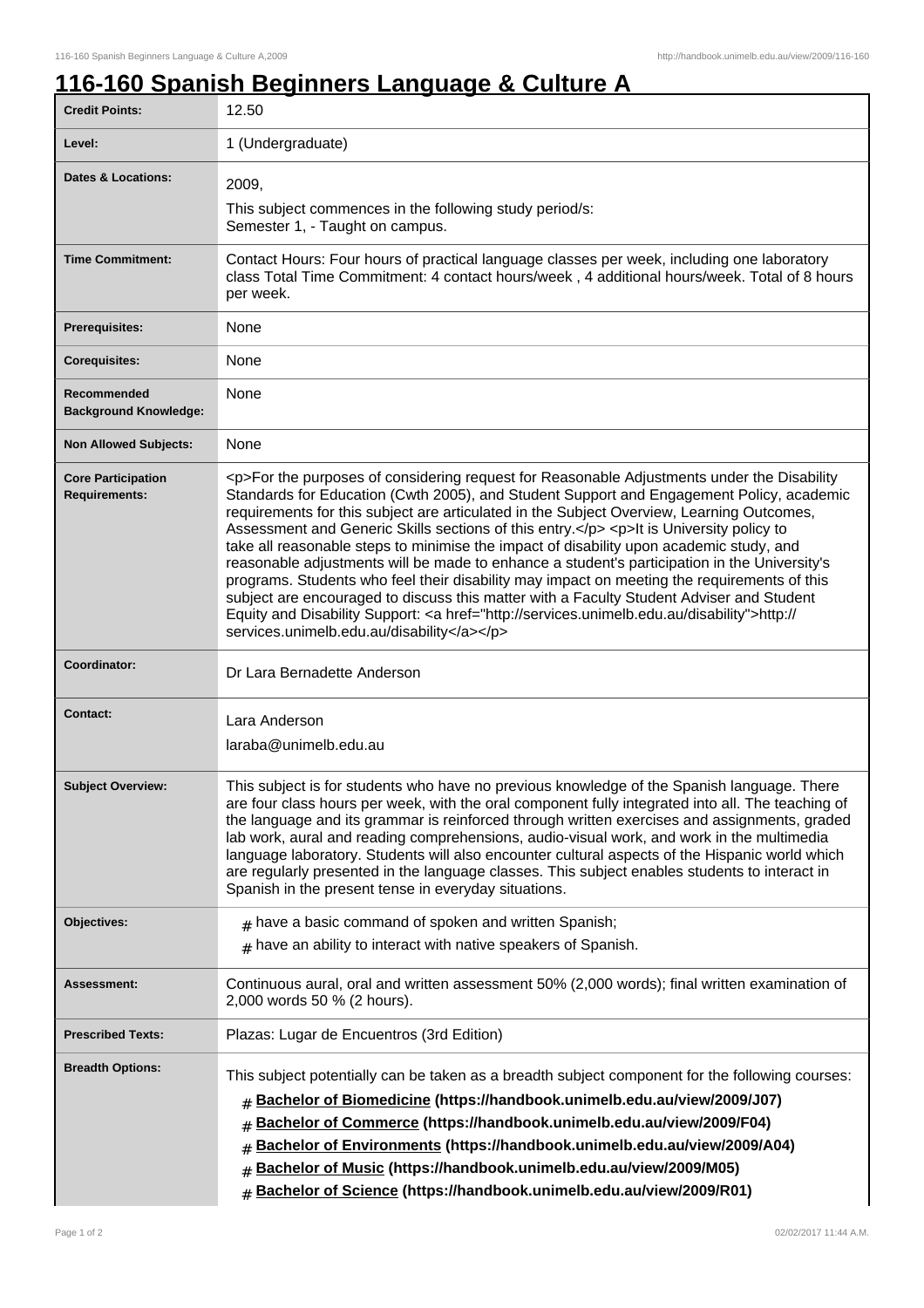# 116-160 Spanish Beginners Language & Culture A

| | |
|---|---|
| **Credit Points:** | 12.50 |
| **Level:** | 1 (Undergraduate) |
| **Dates & Locations:** | 2009,<br>This subject commences in the following study period/s:<br>Semester 1, - Taught on campus. |
| **Time Commitment:** | Contact Hours: Four hours of practical language classes per week, including one laboratory class Total Time Commitment: 4 contact hours/week , 4 additional hours/week. Total of 8 hours per week. |
| **Prerequisites:** | None |
| **Corequisites:** | None |
| **Recommended Background Knowledge:** | None |
| **Non Allowed Subjects:** | None |
| **Core Participation Requirements:** | <p>For the purposes of considering request for Reasonable Adjustments under the Disability Standards for Education (Cwth 2005), and Student Support and Engagement Policy, academic requirements for this subject are articulated in the Subject Overview, Learning Outcomes, Assessment and Generic Skills sections of this entry.</p> <p>It is University policy to take all reasonable steps to minimise the impact of disability upon academic study, and reasonable adjustments will be made to enhance a student's participation in the University's programs. Students who feel their disability may impact on meeting the requirements of this subject are encouraged to discuss this matter with a Faculty Student Adviser and Student Equity and Disability Support: <a href="http://services.unimelb.edu.au/disability">http://services.unimelb.edu.au/disability</a></p> |
| **Coordinator:** | Dr Lara Bernadette Anderson |
| **Contact:** | Lara Anderson<br>laraba@unimelb.edu.au |
| **Subject Overview:** | This subject is for students who have no previous knowledge of the Spanish language. There are four class hours per week, with the oral component fully integrated into all. The teaching of the language and its grammar is reinforced through written exercises and assignments, graded lab work, aural and reading comprehensions, audio-visual work, and work in the multimedia language laboratory. Students will also encounter cultural aspects of the Hispanic world which are regularly presented in the language classes. This subject enables students to interact in Spanish in the present tense in everyday situations. |
| **Objectives:** | # have a basic command of spoken and written Spanish;<br># have an ability to interact with native speakers of Spanish. |
| **Assessment:** | Continuous aural, oral and written assessment 50% (2,000 words); final written examination of 2,000 words 50 % (2 hours). |
| **Prescribed Texts:** | Plazas: Lugar de Encuentros (3rd Edition) |
| **Breadth Options:** | This subject potentially can be taken as a breadth subject component for the following courses:<br># **Bachelor of Biomedicine (https://handbook.unimelb.edu.au/view/2009/J07)**<br># **Bachelor of Commerce (https://handbook.unimelb.edu.au/view/2009/F04)**<br># **Bachelor of Environments (https://handbook.unimelb.edu.au/view/2009/A04)**<br># **Bachelor of Music (https://handbook.unimelb.edu.au/view/2009/M05)**<br># **Bachelor of Science (https://handbook.unimelb.edu.au/view/2009/R01)** |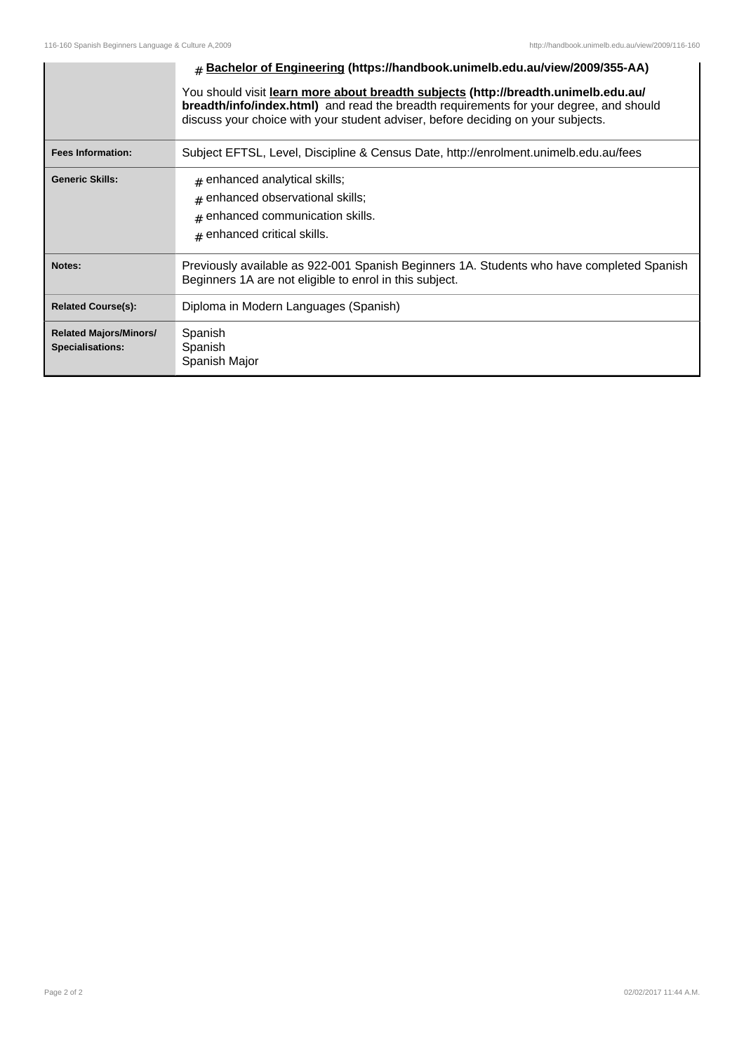| | |
|---|---|
| | # **Bachelor of Engineering (https://handbook.unimelb.edu.au/view/2009/355-AA)**<br><br>You should visit **learn more about breadth subjects (http://breadth.unimelb.edu.au/breadth/info/index.html)** and read the breadth requirements for your degree, and should discuss your choice with your student adviser, before deciding on your subjects. |
| **Fees Information:** | Subject EFTSL, Level, Discipline & Census Date, http://enrolment.unimelb.edu.au/fees |
| **Generic Skills:** | # enhanced analytical skills;<br># enhanced observational skills;<br># enhanced communication skills.<br># enhanced critical skills. |
| **Notes:** | Previously available as 922-001 Spanish Beginners 1A. Students who have completed Spanish Beginners 1A are not eligible to enrol in this subject. |
| **Related Course(s):** | Diploma in Modern Languages (Spanish) |
| **Related Majors/Minors/ Specialisations:** | Spanish<br>Spanish<br>Spanish Major |